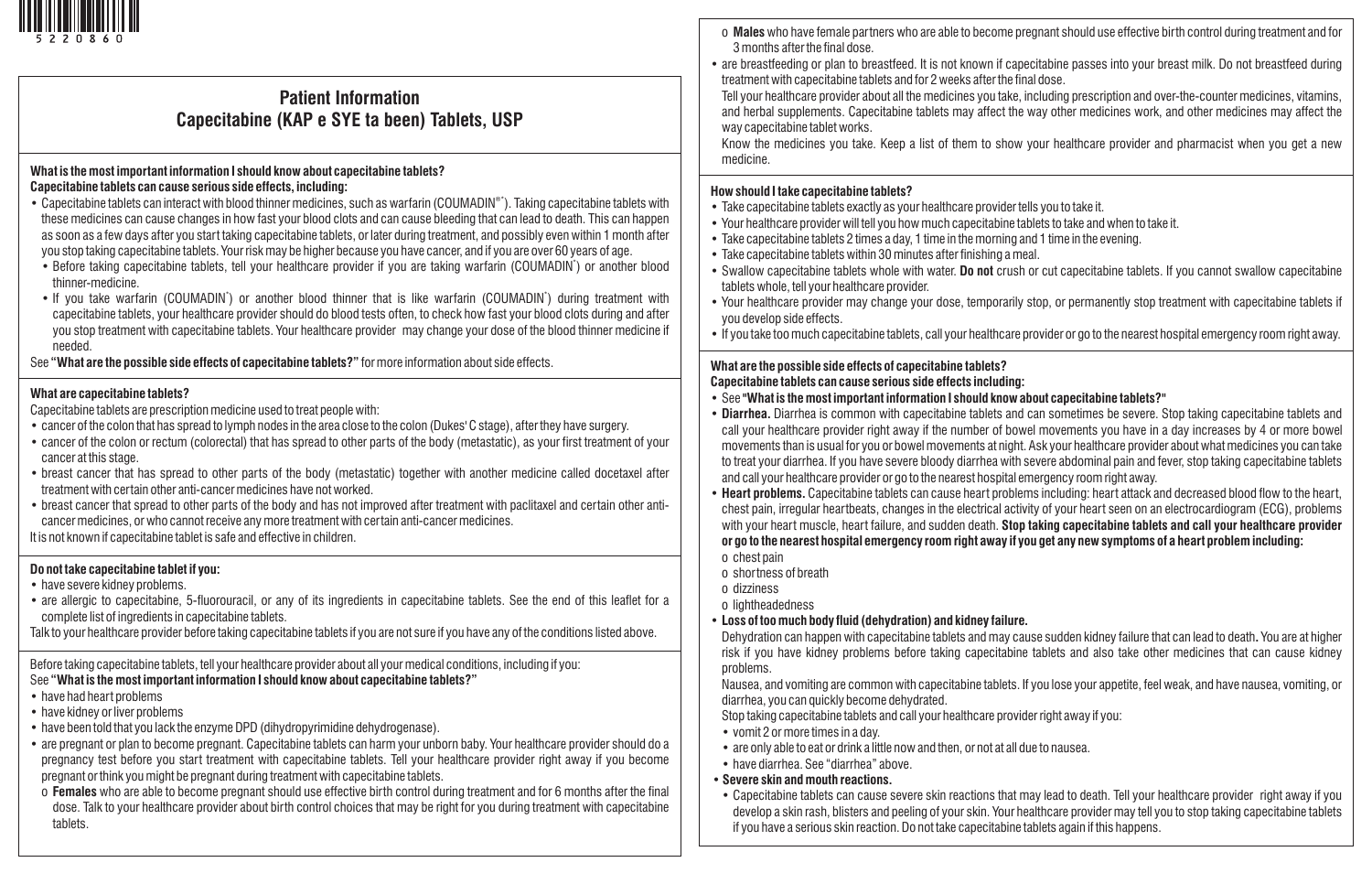# Patient Information
## Capecitabine (KAP e SYE ta been) Tablets, USP

**What is the most important information I should know about capecitabine tablets?**
**Capecitabine tablets can cause serious side effects, including:**

- Capecitabine tablets can interact with blood thinner medicines, such as warfarin (COUMADIN®*). Taking capecitabine tablets with these medicines can cause changes in how fast your blood clots and can cause bleeding that can lead to death. This can happen as soon as a few days after you start taking capecitabine tablets, or later during treatment, and possibly even within 1 month after you stop taking capecitabine tablets. Your risk may be higher because you have cancer, and if you are over 60 years of age.
  - Before taking capecitabine tablets, tell your healthcare provider if you are taking warfarin (COUMADIN*) or another blood thinner-medicine.
  - If you take warfarin (COUMADIN*) or another blood thinner that is like warfarin (COUMADIN*) during treatment with capecitabine tablets, your healthcare provider should do blood tests often, to check how fast your blood clots during and after you stop treatment with capecitabine tablets. Your healthcare provider may change your dose of the blood thinner medicine if needed.

See **"What are the possible side effects of capecitabine tablets?"** for more information about side effects.

**What are capecitabine tablets?**

Capecitabine tablets are prescription medicine used to treat people with:

- cancer of the colon that has spread to lymph nodes in the area close to the colon (Dukes' C stage), after they have surgery.
- cancer of the colon or rectum (colorectal) that has spread to other parts of the body (metastatic), as your first treatment of your cancer at this stage.
- breast cancer that has spread to other parts of the body (metastatic) together with another medicine called docetaxel after treatment with certain other anti-cancer medicines have not worked.
- breast cancer that spread to other parts of the body and has not improved after treatment with paclitaxel and certain other anti-cancer medicines, or who cannot receive any more treatment with certain anti-cancer medicines.

It is not known if capecitabine tablet is safe and effective in children.

**Do not take capecitabine tablet if you:**

- have severe kidney problems.
- are allergic to capecitabine, 5-fluorouracil, or any of its ingredients in capecitabine tablets. See the end of this leaflet for a complete list of ingredients in capecitabine tablets.

Talk to your healthcare provider before taking capecitabine tablets if you are not sure if you have any of the conditions listed above.

Before taking capecitabine tablets, tell your healthcare provider about all your medical conditions, including if you:
See **"What is the most important information I should know about capecitabine tablets?"**

- have had heart problems
- have kidney or liver problems
- have been told that you lack the enzyme DPD (dihydropyrimidine dehydrogenase).
- are pregnant or plan to become pregnant. Capecitabine tablets can harm your unborn baby. Your healthcare provider should do a pregnancy test before you start treatment with capecitabine tablets. Tell your healthcare provider right away if you become pregnant or think you might be pregnant during treatment with capecitabine tablets.
  - **Females** who are able to become pregnant should use effective birth control during treatment and for 6 months after the final dose. Talk to your healthcare provider about birth control choices that may be right for you during treatment with capecitabine tablets.
  - **Males** who have female partners who are able to become pregnant should use effective birth control during treatment and for 3 months after the final dose.
- are breastfeeding or plan to breastfeed. It is not known if capecitabine passes into your breast milk. Do not breastfeed during treatment with capecitabine tablets and for 2 weeks after the final dose.

Tell your healthcare provider about all the medicines you take, including prescription and over-the-counter medicines, vitamins, and herbal supplements. Capecitabine tablets may affect the way other medicines work, and other medicines may affect the way capecitabine tablet works.

Know the medicines you take. Keep a list of them to show your healthcare provider and pharmacist when you get a new medicine.

**How should I take capecitabine tablets?**

- Take capecitabine tablets exactly as your healthcare provider tells you to take it.
- Your healthcare provider will tell you how much capecitabine tablets to take and when to take it.
- Take capecitabine tablets 2 times a day, 1 time in the morning and 1 time in the evening.
- Take capecitabine tablets within 30 minutes after finishing a meal.
- Swallow capecitabine tablets whole with water. **Do not** crush or cut capecitabine tablets. If you cannot swallow capecitabine tablets whole, tell your healthcare provider.
- Your healthcare provider may change your dose, temporarily stop, or permanently stop treatment with capecitabine tablets if you develop side effects.
- If you take too much capecitabine tablets, call your healthcare provider or go to the nearest hospital emergency room right away.

**What are the possible side effects of capecitabine tablets?**
**Capecitabine tablets can cause serious side effects including:**

- See **"What is the most important information I should know about capecitabine tablets?"**
- **Diarrhea.** Diarrhea is common with capecitabine tablets and can sometimes be severe. Stop taking capecitabine tablets and call your healthcare provider right away if the number of bowel movements you have in a day increases by 4 or more bowel movements than is usual for you or bowel movements at night. Ask your healthcare provider about what medicines you can take to treat your diarrhea. If you have severe bloody diarrhea with severe abdominal pain and fever, stop taking capecitabine tablets and call your healthcare provider or go to the nearest hospital emergency room right away.
- **Heart problems.** Capecitabine tablets can cause heart problems including: heart attack and decreased blood flow to the heart, chest pain, irregular heartbeats, changes in the electrical activity of your heart seen on an electrocardiogram (ECG), problems with your heart muscle, heart failure, and sudden death. **Stop taking capecitabine tablets and call your healthcare provider or go to the nearest hospital emergency room right away if you get any new symptoms of a heart problem including:**
  - chest pain
  - shortness of breath
  - dizziness
  - lightheadedness
- **Loss of too much body fluid (dehydration) and kidney failure.**
  Dehydration can happen with capecitabine tablets and may cause sudden kidney failure that can lead to death. You are at higher risk if you have kidney problems before taking capecitabine tablets and also take other medicines that can cause kidney problems.
  Nausea, and vomiting are common with capecitabine tablets. If you lose your appetite, feel weak, and have nausea, vomiting, or diarrhea, you can quickly become dehydrated.
  Stop taking capecitabine tablets and call your healthcare provider right away if you:
  - vomit 2 or more times in a day.
  - are only able to eat or drink a little now and then, or not at all due to nausea.
  - have diarrhea. See "diarrhea" above.
- **Severe skin and mouth reactions.**
  - Capecitabine tablets can cause severe skin reactions that may lead to death. Tell your healthcare provider right away if you develop a skin rash, blisters and peeling of your skin. Your healthcare provider may tell you to stop taking capecitabine tablets if you have a serious skin reaction. Do not take capecitabine tablets again if this happens.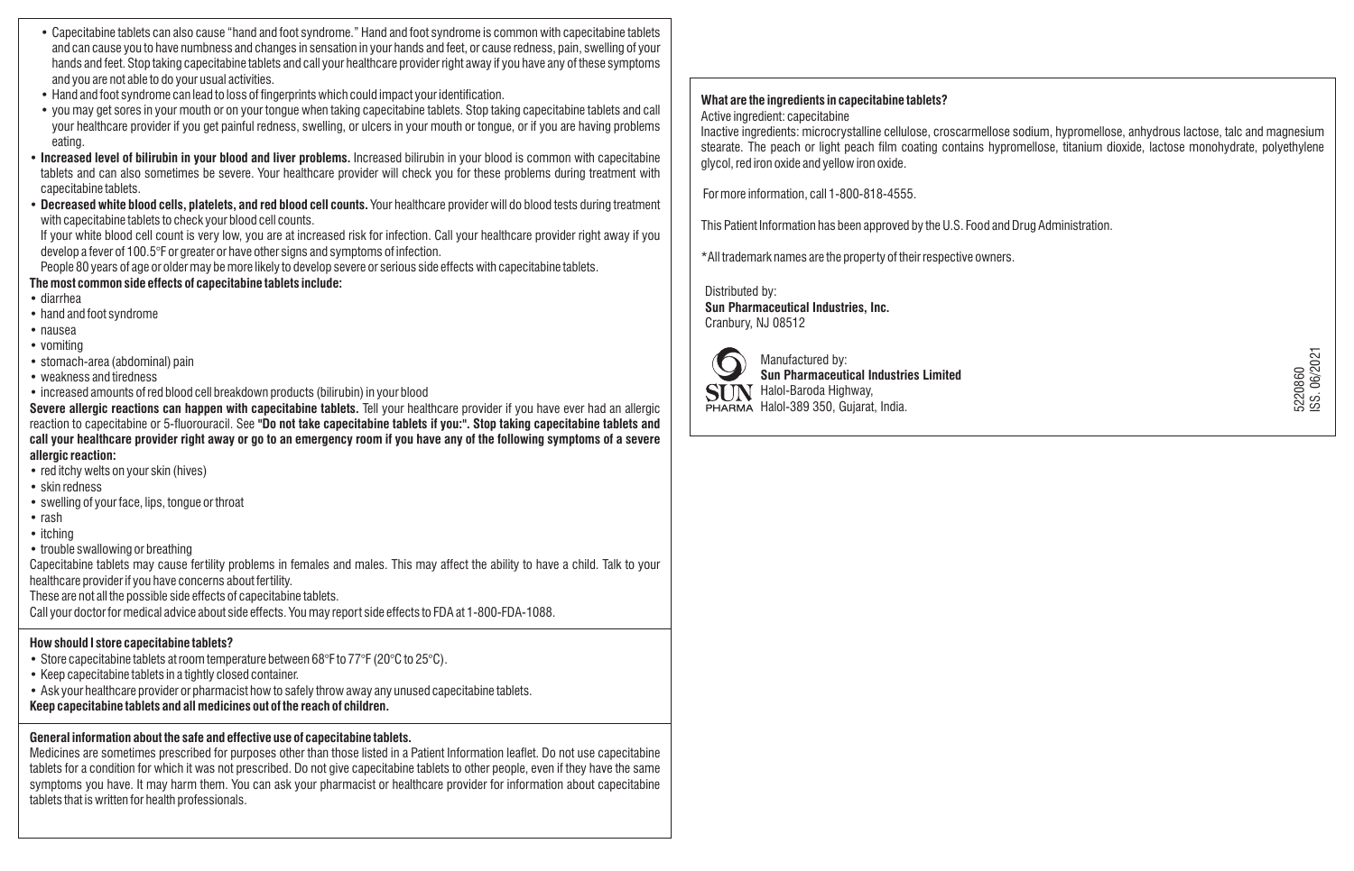- Capecitabine tablets can also cause "hand and foot syndrome." Hand and foot syndrome is common with capecitabine tablets and can cause you to have numbness and changes in sensation in your hands and feet, or cause redness, pain, swelling of your hands and feet. Stop taking capecitabine tablets and call your healthcare provider right away if you have any of these symptoms and you are not able to do your usual activities.
- Hand and foot syndrome can lead to loss of fingerprints which could impact your identification.
- you may get sores in your mouth or on your tongue when taking capecitabine tablets. Stop taking capecitabine tablets and call your healthcare provider if you get painful redness, swelling, or ulcers in your mouth or tongue, or if you are having problems eating.

- **Increased level of bilirubin in your blood and liver problems.** Increased bilirubin in your blood is common with capecitabine tablets and can also sometimes be severe. Your healthcare provider will check you for these problems during treatment with capecitabine tablets.
- **Decreased white blood cells, platelets, and red blood cell counts.** Your healthcare provider will do blood tests during treatment with capecitabine tablets to check your blood cell counts.

  If your white blood cell count is very low, you are at increased risk for infection. Call your healthcare provider right away if you develop a fever of 100.5°F or greater or have other signs and symptoms of infection.

  People 80 years of age or older may be more likely to develop severe or serious side effects with capecitabine tablets.

**The most common side effects of capecitabine tablets include:**

- diarrhea
- hand and foot syndrome
- nausea
- vomiting
- stomach-area (abdominal) pain
- weakness and tiredness
- increased amounts of red blood cell breakdown products (bilirubin) in your blood

**Severe allergic reactions can happen with capecitabine tablets.** Tell your healthcare provider if you have ever had an allergic reaction to capecitabine or 5-fluorouracil. See **"Do not take capecitabine tablets if you:". Stop taking capecitabine tablets and call your healthcare provider right away or go to an emergency room if you have any of the following symptoms of a severe allergic reaction:**

- red itchy welts on your skin (hives)
- skin redness
- swelling of your face, lips, tongue or throat
- rash
- itching
- trouble swallowing or breathing

Capecitabine tablets may cause fertility problems in females and males. This may affect the ability to have a child. Talk to your healthcare provider if you have concerns about fertility.

These are not all the possible side effects of capecitabine tablets.

Call your doctor for medical advice about side effects. You may report side effects to FDA at 1-800-FDA-1088.

**How should I store capecitabine tablets?**

- Store capecitabine tablets at room temperature between 68°F to 77°F (20°C to 25°C).
- Keep capecitabine tablets in a tightly closed container.
- Ask your healthcare provider or pharmacist how to safely throw away any unused capecitabine tablets.

**Keep capecitabine tablets and all medicines out of the reach of children.**

**General information about the safe and effective use of capecitabine tablets.**

Medicines are sometimes prescribed for purposes other than those listed in a Patient Information leaflet. Do not use capecitabine tablets for a condition for which it was not prescribed. Do not give capecitabine tablets to other people, even if they have the same symptoms you have. It may harm them. You can ask your pharmacist or healthcare provider for information about capecitabine tablets that is written for health professionals.

**What are the ingredients in capecitabine tablets?**

Active ingredient: capecitabine

Inactive ingredients: microcrystalline cellulose, croscarmellose sodium, hypromellose, anhydrous lactose, talc and magnesium stearate. The peach or light peach film coating contains hypromellose, titanium dioxide, lactose monohydrate, polyethylene glycol, red iron oxide and yellow iron oxide.

For more information, call 1-800-818-4555.

This Patient Information has been approved by the U.S. Food and Drug Administration.

*All trademark names are the property of their respective owners.

Distributed by:
**Sun Pharmaceutical Industries, Inc.**
Cranbury, NJ 08512

SUN PHARMA

Manufactured by:
**Sun Pharmaceutical Industries Limited**
Halol-Baroda Highway,
Halol-389 350, Gujarat, India.

5220860
ISS. 06/2021